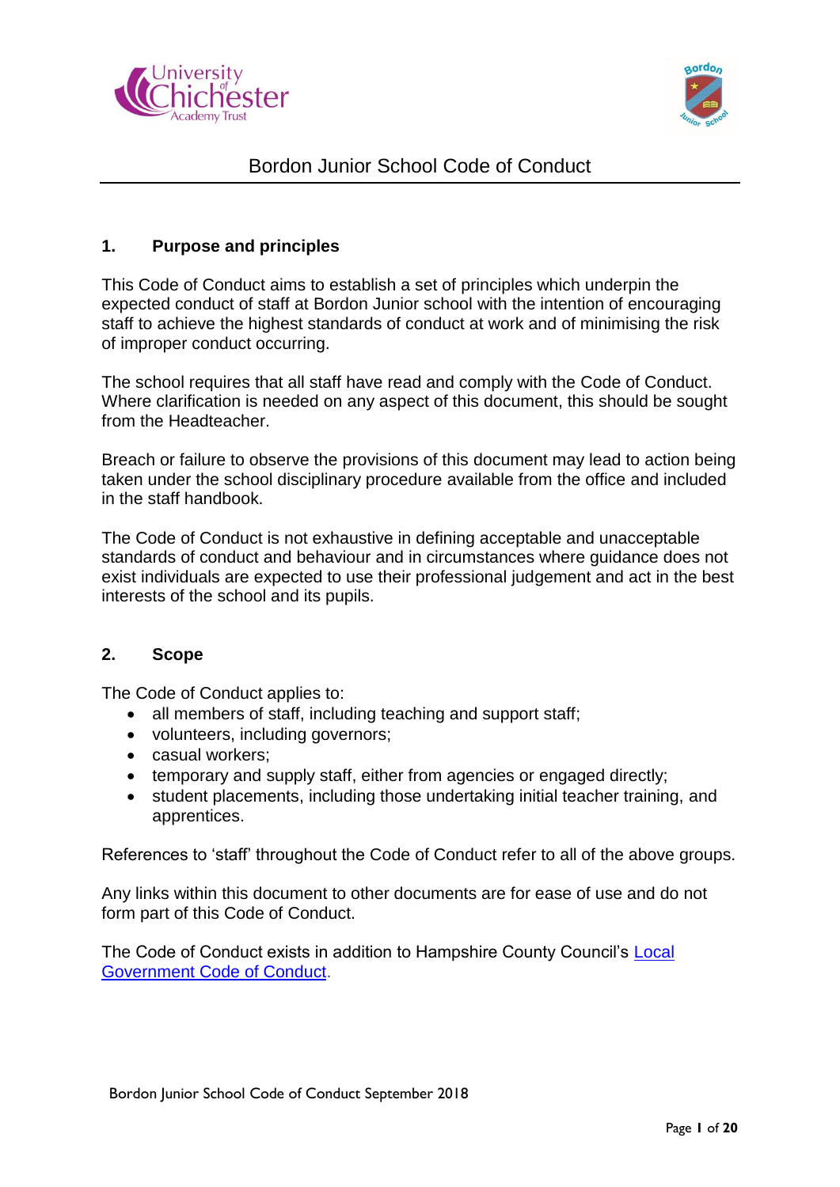# Bordon Junior School Code of Conduct

## 1. Purpose and principles

This Code of Conduct aims to establish a set of principles which underpin the expected conduct of staff at Bordon Junior school with the intention of encouraging staff to achieve the highest standards of conduct at work and of minimising the risk of improper conduct occurring.

The school requires that all staff have read and comply with the Code of Conduct. Where clarification is needed on any aspect of this document, this should be sought from the Headteacher.

Breach or failure to observe the provisions of this document may lead to action being taken under the school disciplinary procedure available from the office and included in the staff handbook.

The Code of Conduct is not exhaustive in defining acceptable and unacceptable standards of conduct and behaviour and in circumstances where guidance does not exist individuals are expected to use their professional judgement and act in the best interests of the school and its pupils.

## 2. Scope

The Code of Conduct applies to:

- all members of staff, including teaching and support staff;
- volunteers, including governors;
- casual workers;
- temporary and supply staff, either from agencies or engaged directly;
- student placements, including those undertaking initial teacher training, and apprentices.

References to 'staff' throughout the Code of Conduct refer to all of the above groups.

Any links within this document to other documents are for ease of use and do not form part of this Code of Conduct.

The Code of Conduct exists in addition to Hampshire County Council's Local Government Code of Conduct.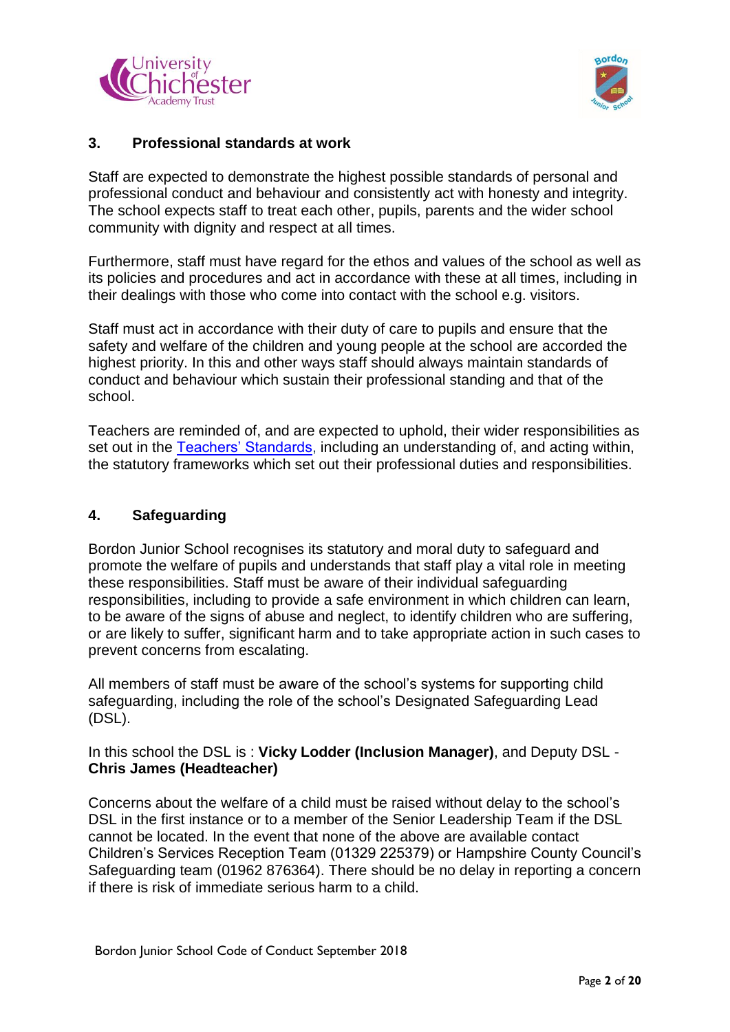## 3. Professional standards at work

Staff are expected to demonstrate the highest possible standards of personal and professional conduct and behaviour and consistently act with honesty and integrity. The school expects staff to treat each other, pupils, parents and the wider school community with dignity and respect at all times.

Furthermore, staff must have regard for the ethos and values of the school as well as its policies and procedures and act in accordance with these at all times, including in their dealings with those who come into contact with the school e.g. visitors.

Staff must act in accordance with their duty of care to pupils and ensure that the safety and welfare of the children and young people at the school are accorded the highest priority. In this and other ways staff should always maintain standards of conduct and behaviour which sustain their professional standing and that of the school.

Teachers are reminded of, and are expected to uphold, their wider responsibilities as set out in the Teachers' Standards, including an understanding of, and acting within, the statutory frameworks which set out their professional duties and responsibilities.

## 4. Safeguarding

Bordon Junior School recognises its statutory and moral duty to safeguard and promote the welfare of pupils and understands that staff play a vital role in meeting these responsibilities. Staff must be aware of their individual safeguarding responsibilities, including to provide a safe environment in which children can learn, to be aware of the signs of abuse and neglect, to identify children who are suffering, or are likely to suffer, significant harm and to take appropriate action in such cases to prevent concerns from escalating.

All members of staff must be aware of the school's systems for supporting child safeguarding, including the role of the school's Designated Safeguarding Lead (DSL).

In this school the DSL is : **Vicky Lodder (Inclusion Manager)**, and Deputy DSL - **Chris James (Headteacher)**

Concerns about the welfare of a child must be raised without delay to the school's DSL in the first instance or to a member of the Senior Leadership Team if the DSL cannot be located. In the event that none of the above are available contact Children's Services Reception Team (01329 225379) or Hampshire County Council's Safeguarding team (01962 876364). There should be no delay in reporting a concern if there is risk of immediate serious harm to a child.

Bordon Junior School Code of Conduct September 2018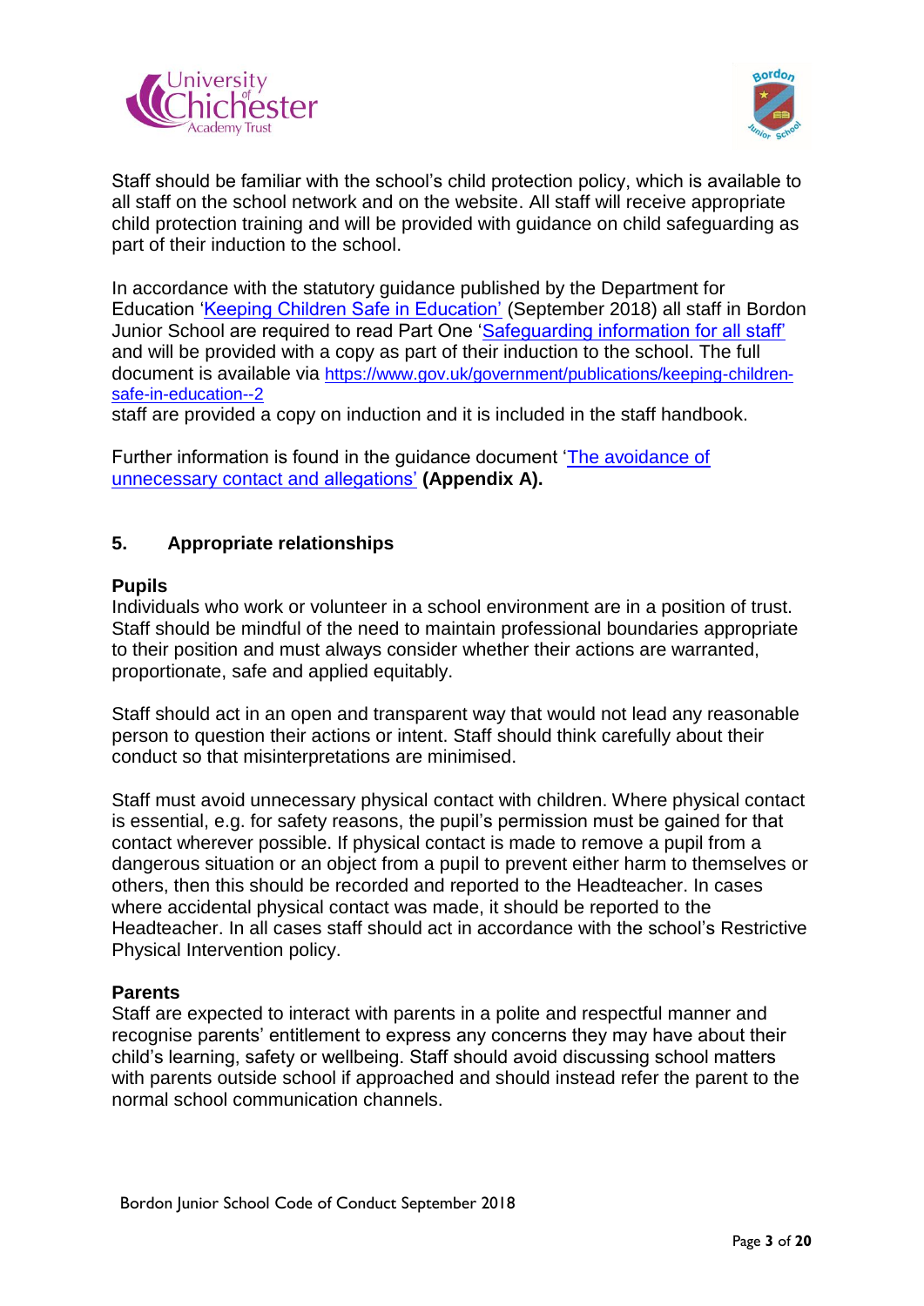Staff should be familiar with the school's child protection policy, which is available to all staff on the school network and on the website. All staff will receive appropriate child protection training and will be provided with guidance on child safeguarding as part of their induction to the school.

In accordance with the statutory guidance published by the Department for Education 'Keeping Children Safe in Education' (September 2018) all staff in Bordon Junior School are required to read Part One 'Safeguarding information for all staff' and will be provided with a copy as part of their induction to the school. The full document is available via https://www.gov.uk/government/publications/keeping-children-safe-in-education--2
staff are provided a copy on induction and it is included in the staff handbook.

Further information is found in the guidance document 'The avoidance of unnecessary contact and allegations' **(Appendix A).**

## 5. Appropriate relationships

### Pupils

Individuals who work or volunteer in a school environment are in a position of trust. Staff should be mindful of the need to maintain professional boundaries appropriate to their position and must always consider whether their actions are warranted, proportionate, safe and applied equitably.

Staff should act in an open and transparent way that would not lead any reasonable person to question their actions or intent. Staff should think carefully about their conduct so that misinterpretations are minimised.

Staff must avoid unnecessary physical contact with children. Where physical contact is essential, e.g. for safety reasons, the pupil's permission must be gained for that contact wherever possible. If physical contact is made to remove a pupil from a dangerous situation or an object from a pupil to prevent either harm to themselves or others, then this should be recorded and reported to the Headteacher. In cases where accidental physical contact was made, it should be reported to the Headteacher. In all cases staff should act in accordance with the school's Restrictive Physical Intervention policy.

### Parents

Staff are expected to interact with parents in a polite and respectful manner and recognise parents' entitlement to express any concerns they may have about their child's learning, safety or wellbeing. Staff should avoid discussing school matters with parents outside school if approached and should instead refer the parent to the normal school communication channels.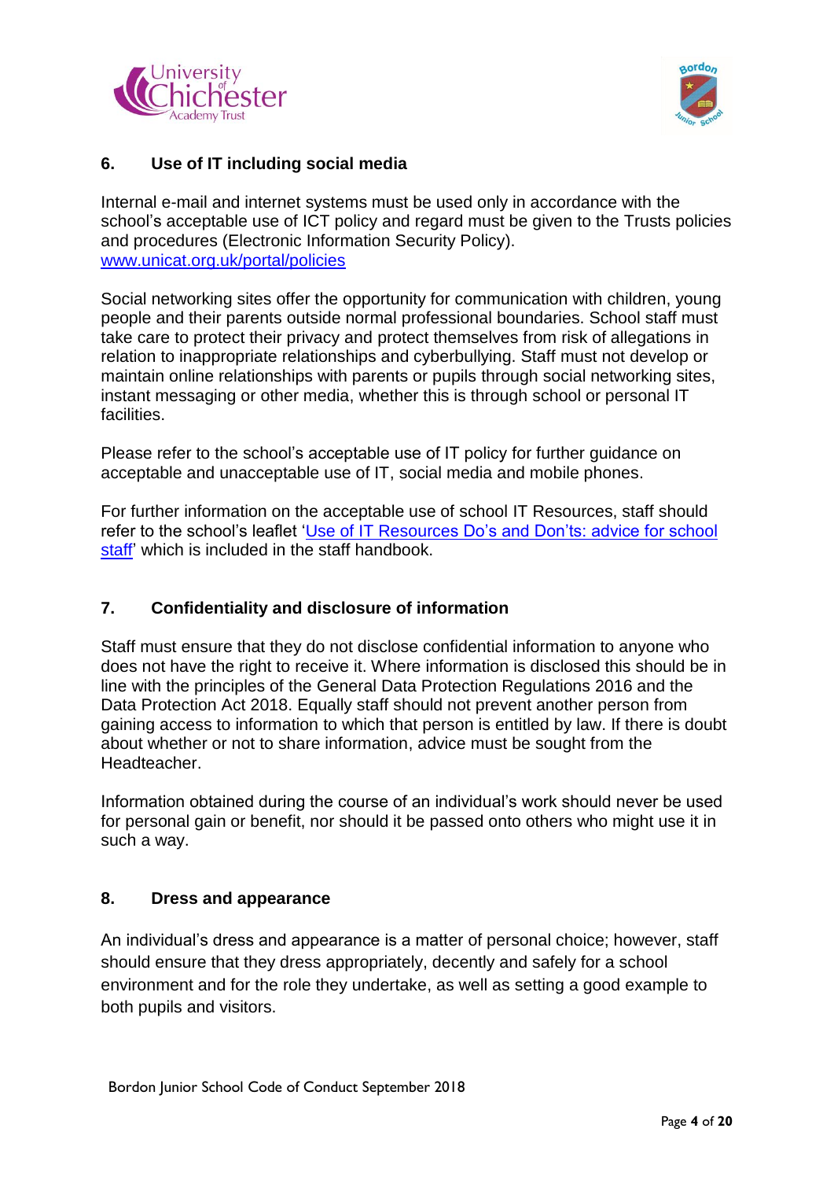## 6. Use of IT including social media

Internal e-mail and internet systems must be used only in accordance with the school's acceptable use of ICT policy and regard must be given to the Trusts policies and procedures (Electronic Information Security Policy). www.unicat.org.uk/portal/policies

Social networking sites offer the opportunity for communication with children, young people and their parents outside normal professional boundaries. School staff must take care to protect their privacy and protect themselves from risk of allegations in relation to inappropriate relationships and cyberbullying. Staff must not develop or maintain online relationships with parents or pupils through social networking sites, instant messaging or other media, whether this is through school or personal IT facilities.

Please refer to the school's acceptable use of IT policy for further guidance on acceptable and unacceptable use of IT, social media and mobile phones.

For further information on the acceptable use of school IT Resources, staff should refer to the school's leaflet 'Use of IT Resources Do's and Don'ts: advice for school staff' which is included in the staff handbook.

## 7. Confidentiality and disclosure of information

Staff must ensure that they do not disclose confidential information to anyone who does not have the right to receive it. Where information is disclosed this should be in line with the principles of the General Data Protection Regulations 2016 and the Data Protection Act 2018. Equally staff should not prevent another person from gaining access to information to which that person is entitled by law. If there is doubt about whether or not to share information, advice must be sought from the Headteacher.

Information obtained during the course of an individual's work should never be used for personal gain or benefit, nor should it be passed onto others who might use it in such a way.

## 8. Dress and appearance

An individual's dress and appearance is a matter of personal choice; however, staff should ensure that they dress appropriately, decently and safely for a school environment and for the role they undertake, as well as setting a good example to both pupils and visitors.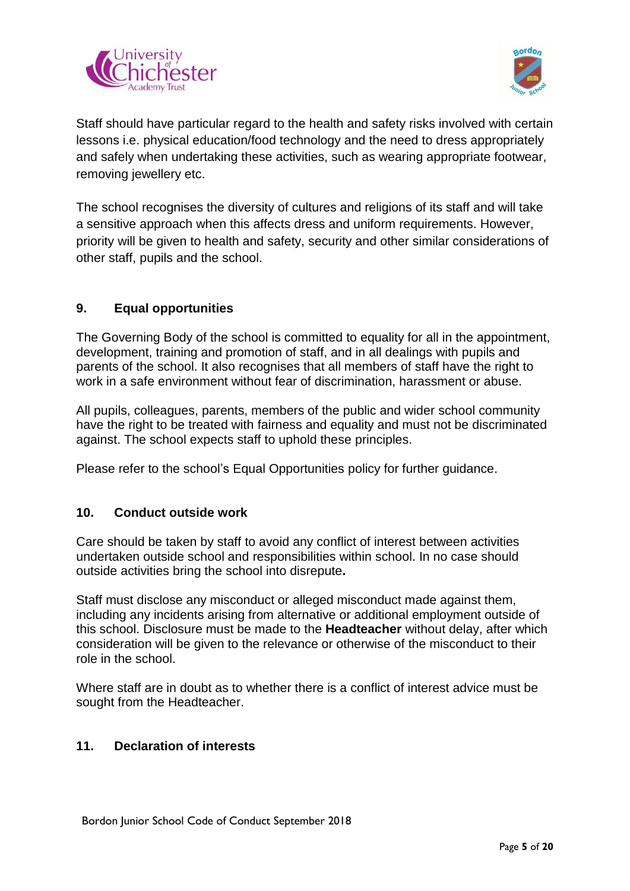Staff should have particular regard to the health and safety risks involved with certain lessons i.e. physical education/food technology and the need to dress appropriately and safely when undertaking these activities, such as wearing appropriate footwear, removing jewellery etc.

The school recognises the diversity of cultures and religions of its staff and will take a sensitive approach when this affects dress and uniform requirements. However, priority will be given to health and safety, security and other similar considerations of other staff, pupils and the school.

## 9. Equal opportunities

The Governing Body of the school is committed to equality for all in the appointment, development, training and promotion of staff, and in all dealings with pupils and parents of the school. It also recognises that all members of staff have the right to work in a safe environment without fear of discrimination, harassment or abuse.

All pupils, colleagues, parents, members of the public and wider school community have the right to be treated with fairness and equality and must not be discriminated against. The school expects staff to uphold these principles.

Please refer to the school's Equal Opportunities policy for further guidance.

## 10. Conduct outside work

Care should be taken by staff to avoid any conflict of interest between activities undertaken outside school and responsibilities within school. In no case should outside activities bring the school into disrepute**.**

Staff must disclose any misconduct or alleged misconduct made against them, including any incidents arising from alternative or additional employment outside of this school. Disclosure must be made to the **Headteacher** without delay, after which consideration will be given to the relevance or otherwise of the misconduct to their role in the school.

Where staff are in doubt as to whether there is a conflict of interest advice must be sought from the Headteacher.

## 11. Declaration of interests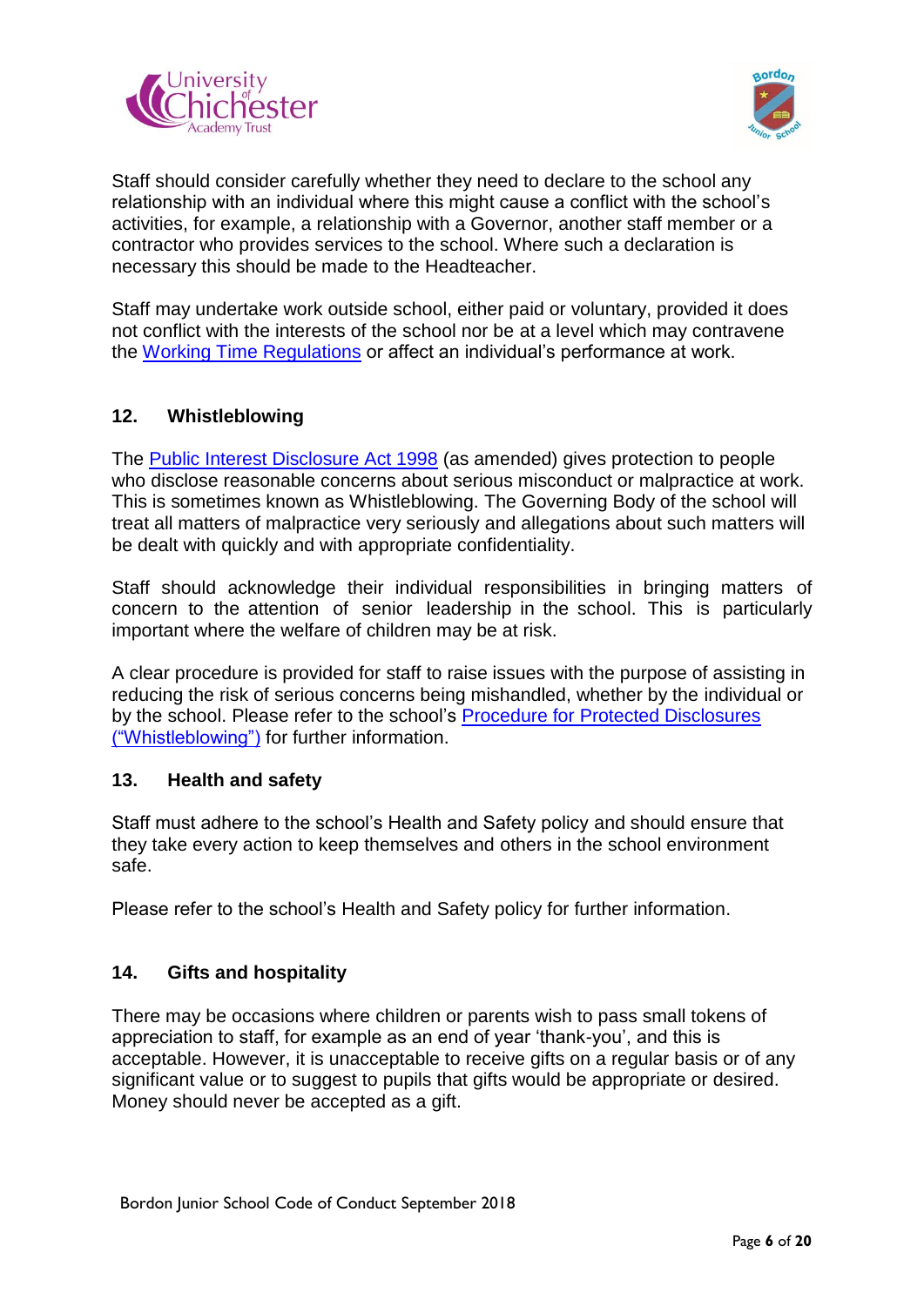Staff should consider carefully whether they need to declare to the school any relationship with an individual where this might cause a conflict with the school's activities, for example, a relationship with a Governor, another staff member or a contractor who provides services to the school. Where such a declaration is necessary this should be made to the Headteacher.

Staff may undertake work outside school, either paid or voluntary, provided it does not conflict with the interests of the school nor be at a level which may contravene the Working Time Regulations or affect an individual's performance at work.

## 12. Whistleblowing

The Public Interest Disclosure Act 1998 (as amended) gives protection to people who disclose reasonable concerns about serious misconduct or malpractice at work. This is sometimes known as Whistleblowing. The Governing Body of the school will treat all matters of malpractice very seriously and allegations about such matters will be dealt with quickly and with appropriate confidentiality.

Staff should acknowledge their individual responsibilities in bringing matters of concern to the attention of senior leadership in the school. This is particularly important where the welfare of children may be at risk.

A clear procedure is provided for staff to raise issues with the purpose of assisting in reducing the risk of serious concerns being mishandled, whether by the individual or by the school. Please refer to the school's Procedure for Protected Disclosures ("Whistleblowing") for further information.

## 13. Health and safety

Staff must adhere to the school's Health and Safety policy and should ensure that they take every action to keep themselves and others in the school environment safe.

Please refer to the school's Health and Safety policy for further information.

## 14. Gifts and hospitality

There may be occasions where children or parents wish to pass small tokens of appreciation to staff, for example as an end of year 'thank-you', and this is acceptable. However, it is unacceptable to receive gifts on a regular basis or of any significant value or to suggest to pupils that gifts would be appropriate or desired. Money should never be accepted as a gift.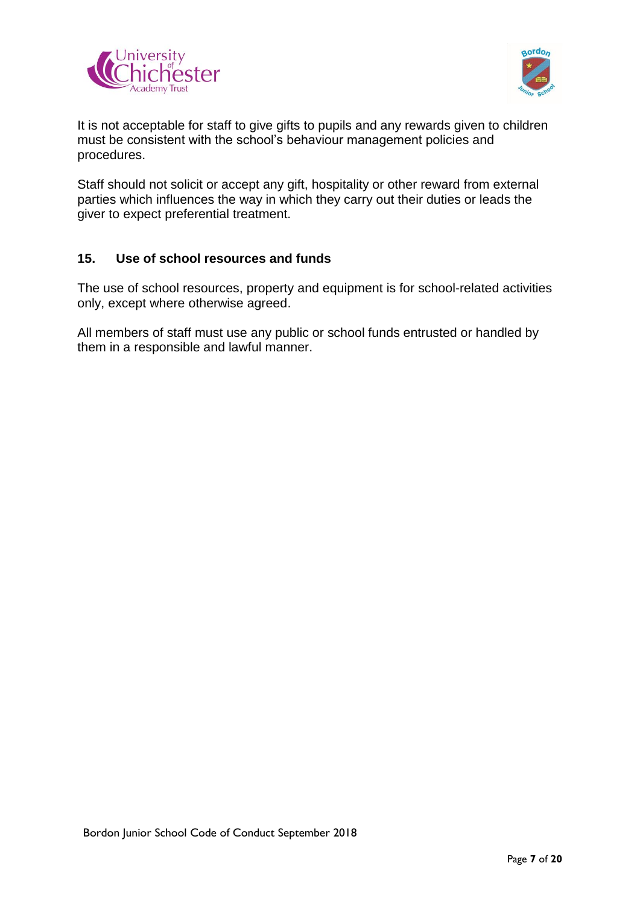It is not acceptable for staff to give gifts to pupils and any rewards given to children must be consistent with the school's behaviour management policies and procedures.

Staff should not solicit or accept any gift, hospitality or other reward from external parties which influences the way in which they carry out their duties or leads the giver to expect preferential treatment.

## 15. Use of school resources and funds

The use of school resources, property and equipment is for school-related activities only, except where otherwise agreed.

All members of staff must use any public or school funds entrusted or handled by them in a responsible and lawful manner.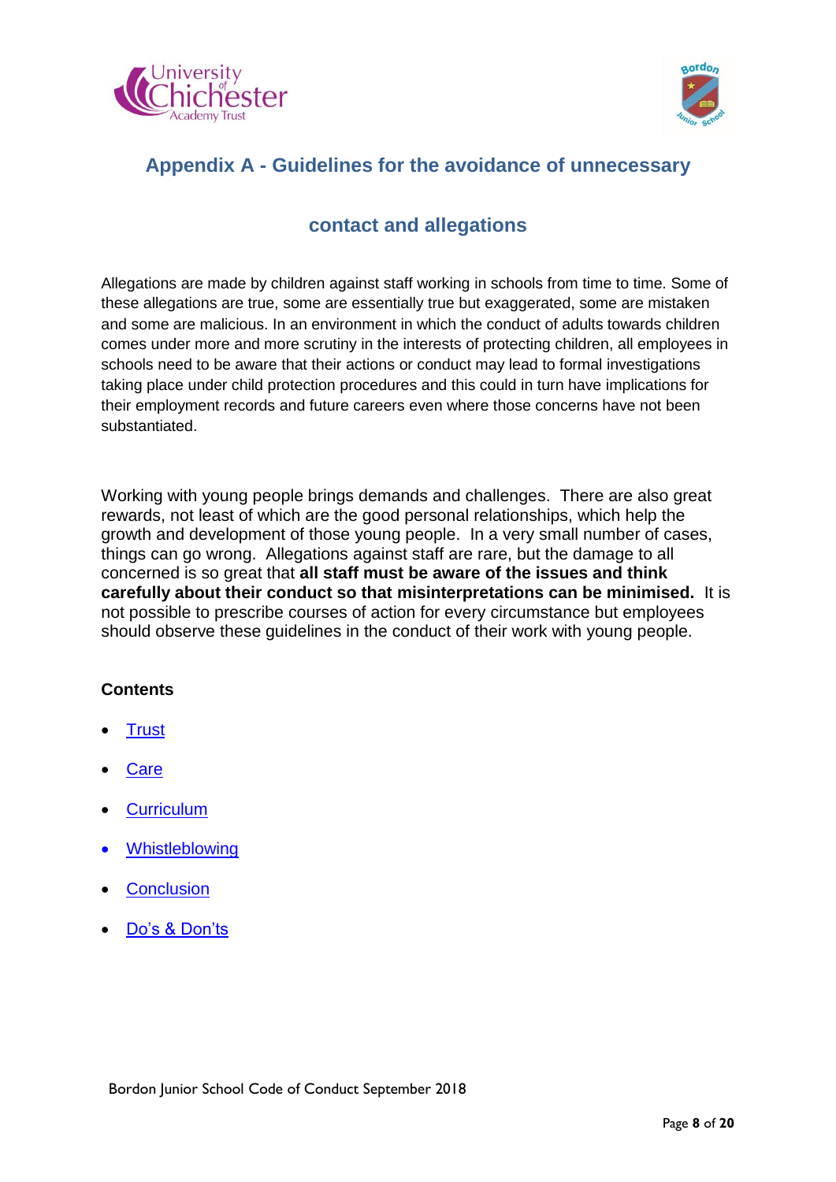## Appendix A - Guidelines for the avoidance of unnecessary contact and allegations

Allegations are made by children against staff working in schools from time to time. Some of these allegations are true, some are essentially true but exaggerated, some are mistaken and some are malicious. In an environment in which the conduct of adults towards children comes under more and more scrutiny in the interests of protecting children, all employees in schools need to be aware that their actions or conduct may lead to formal investigations taking place under child protection procedures and this could in turn have implications for their employment records and future careers even where those concerns have not been substantiated.

Working with young people brings demands and challenges. There are also great rewards, not least of which are the good personal relationships, which help the growth and development of those young people. In a very small number of cases, things can go wrong. Allegations against staff are rare, but the damage to all concerned is so great that **all staff must be aware of the issues and think carefully about their conduct so that misinterpretations can be minimised.** It is not possible to prescribe courses of action for every circumstance but employees should observe these guidelines in the conduct of their work with young people.

**Contents**

- Trust
- Care
- Curriculum
- Whistleblowing
- Conclusion
- Do's & Don'ts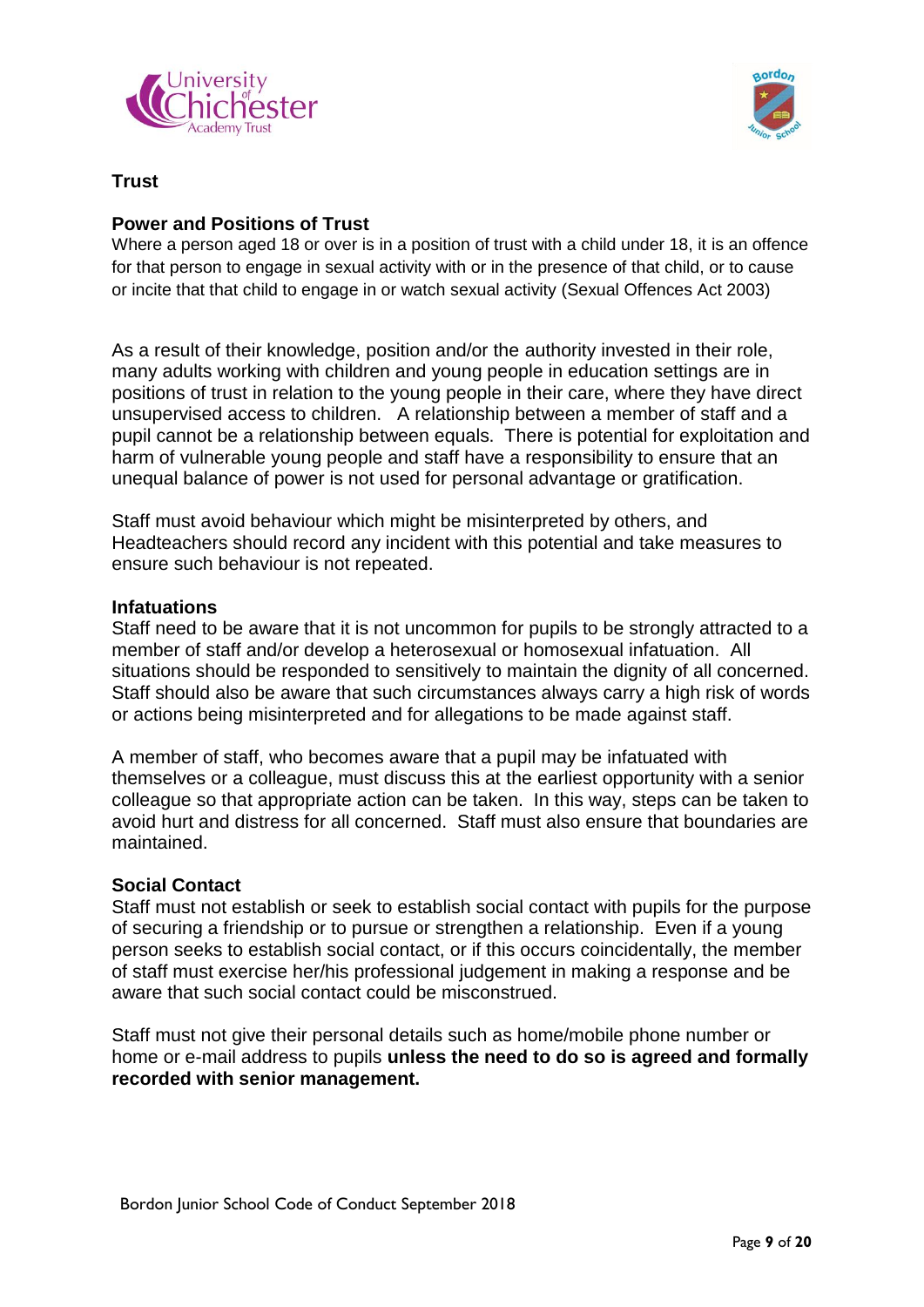## Trust

### Power and Positions of Trust

Where a person aged 18 or over is in a position of trust with a child under 18, it is an offence for that person to engage in sexual activity with or in the presence of that child, or to cause or incite that that child to engage in or watch sexual activity (Sexual Offences Act 2003)

As a result of their knowledge, position and/or the authority invested in their role, many adults working with children and young people in education settings are in positions of trust in relation to the young people in their care, where they have direct unsupervised access to children. A relationship between a member of staff and a pupil cannot be a relationship between equals. There is potential for exploitation and harm of vulnerable young people and staff have a responsibility to ensure that an unequal balance of power is not used for personal advantage or gratification.

Staff must avoid behaviour which might be misinterpreted by others, and Headteachers should record any incident with this potential and take measures to ensure such behaviour is not repeated.

### Infatuations

Staff need to be aware that it is not uncommon for pupils to be strongly attracted to a member of staff and/or develop a heterosexual or homosexual infatuation. All situations should be responded to sensitively to maintain the dignity of all concerned. Staff should also be aware that such circumstances always carry a high risk of words or actions being misinterpreted and for allegations to be made against staff.

A member of staff, who becomes aware that a pupil may be infatuated with themselves or a colleague, must discuss this at the earliest opportunity with a senior colleague so that appropriate action can be taken. In this way, steps can be taken to avoid hurt and distress for all concerned. Staff must also ensure that boundaries are maintained.

### Social Contact

Staff must not establish or seek to establish social contact with pupils for the purpose of securing a friendship or to pursue or strengthen a relationship. Even if a young person seeks to establish social contact, or if this occurs coincidentally, the member of staff must exercise her/his professional judgement in making a response and be aware that such social contact could be misconstrued.

Staff must not give their personal details such as home/mobile phone number or home or e-mail address to pupils **unless the need to do so is agreed and formally recorded with senior management.**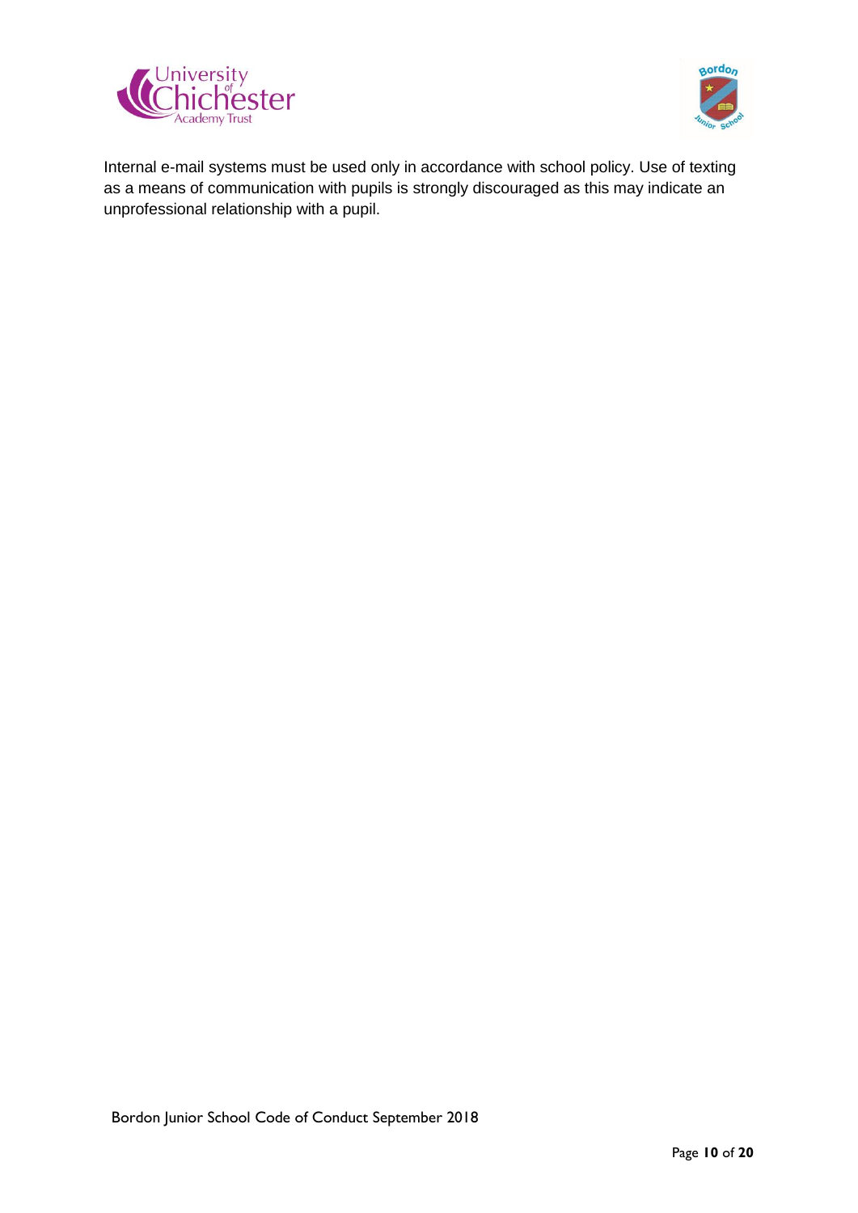Internal e-mail systems must be used only in accordance with school policy. Use of texting as a means of communication with pupils is strongly discouraged as this may indicate an unprofessional relationship with a pupil.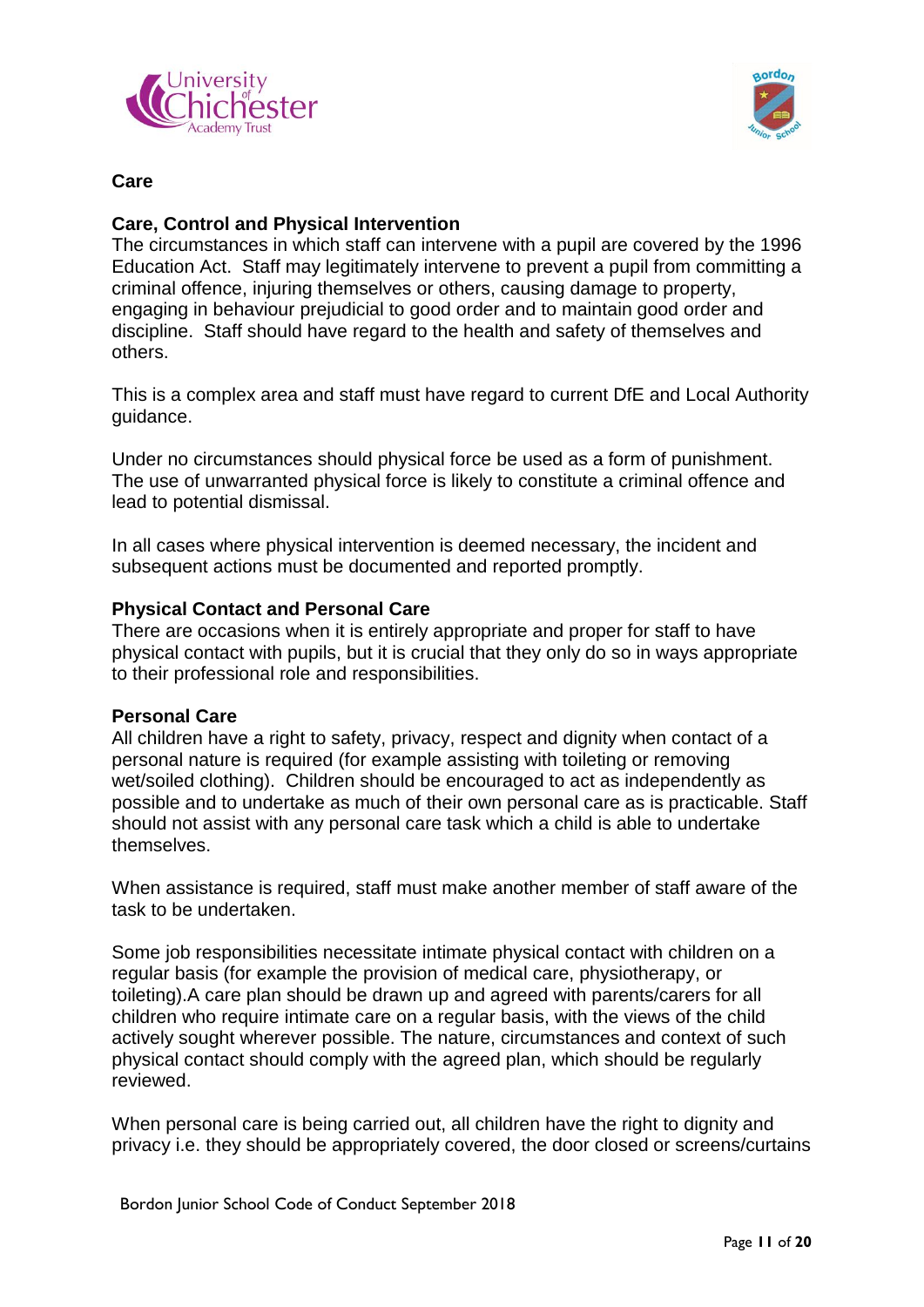## Care

### Care, Control and Physical Intervention

The circumstances in which staff can intervene with a pupil are covered by the 1996 Education Act. Staff may legitimately intervene to prevent a pupil from committing a criminal offence, injuring themselves or others, causing damage to property, engaging in behaviour prejudicial to good order and to maintain good order and discipline. Staff should have regard to the health and safety of themselves and others.

This is a complex area and staff must have regard to current DfE and Local Authority guidance.

Under no circumstances should physical force be used as a form of punishment. The use of unwarranted physical force is likely to constitute a criminal offence and lead to potential dismissal.

In all cases where physical intervention is deemed necessary, the incident and subsequent actions must be documented and reported promptly.

### Physical Contact and Personal Care

There are occasions when it is entirely appropriate and proper for staff to have physical contact with pupils, but it is crucial that they only do so in ways appropriate to their professional role and responsibilities.

### Personal Care

All children have a right to safety, privacy, respect and dignity when contact of a personal nature is required (for example assisting with toileting or removing wet/soiled clothing). Children should be encouraged to act as independently as possible and to undertake as much of their own personal care as is practicable. Staff should not assist with any personal care task which a child is able to undertake themselves.

When assistance is required, staff must make another member of staff aware of the task to be undertaken.

Some job responsibilities necessitate intimate physical contact with children on a regular basis (for example the provision of medical care, physiotherapy, or toileting).A care plan should be drawn up and agreed with parents/carers for all children who require intimate care on a regular basis, with the views of the child actively sought wherever possible. The nature, circumstances and context of such physical contact should comply with the agreed plan, which should be regularly reviewed.

When personal care is being carried out, all children have the right to dignity and privacy i.e. they should be appropriately covered, the door closed or screens/curtains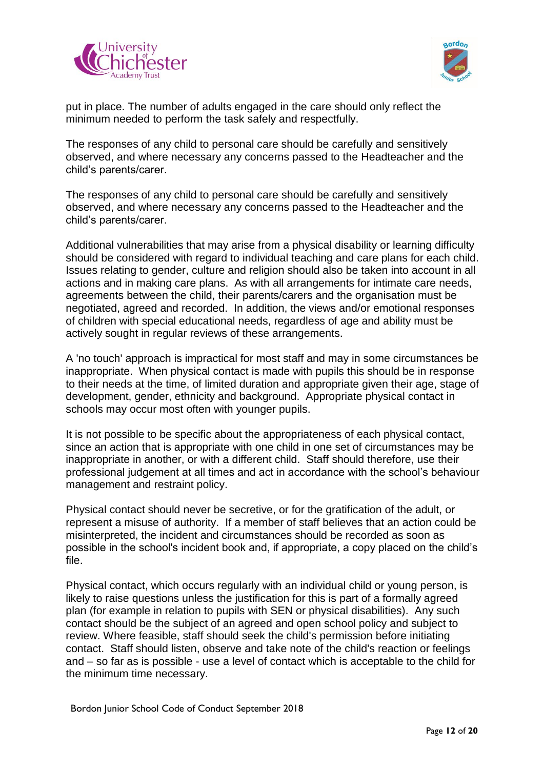put in place. The number of adults engaged in the care should only reflect the minimum needed to perform the task safely and respectfully.

The responses of any child to personal care should be carefully and sensitively observed, and where necessary any concerns passed to the Headteacher and the child's parents/carer.

The responses of any child to personal care should be carefully and sensitively observed, and where necessary any concerns passed to the Headteacher and the child's parents/carer.

Additional vulnerabilities that may arise from a physical disability or learning difficulty should be considered with regard to individual teaching and care plans for each child. Issues relating to gender, culture and religion should also be taken into account in all actions and in making care plans. As with all arrangements for intimate care needs, agreements between the child, their parents/carers and the organisation must be negotiated, agreed and recorded. In addition, the views and/or emotional responses of children with special educational needs, regardless of age and ability must be actively sought in regular reviews of these arrangements.

A 'no touch' approach is impractical for most staff and may in some circumstances be inappropriate. When physical contact is made with pupils this should be in response to their needs at the time, of limited duration and appropriate given their age, stage of development, gender, ethnicity and background. Appropriate physical contact in schools may occur most often with younger pupils.

It is not possible to be specific about the appropriateness of each physical contact, since an action that is appropriate with one child in one set of circumstances may be inappropriate in another, or with a different child. Staff should therefore, use their professional judgement at all times and act in accordance with the school's behaviour management and restraint policy.

Physical contact should never be secretive, or for the gratification of the adult, or represent a misuse of authority. If a member of staff believes that an action could be misinterpreted, the incident and circumstances should be recorded as soon as possible in the school's incident book and, if appropriate, a copy placed on the child's file.

Physical contact, which occurs regularly with an individual child or young person, is likely to raise questions unless the justification for this is part of a formally agreed plan (for example in relation to pupils with SEN or physical disabilities). Any such contact should be the subject of an agreed and open school policy and subject to review. Where feasible, staff should seek the child's permission before initiating contact. Staff should listen, observe and take note of the child's reaction or feelings and – so far as is possible - use a level of contact which is acceptable to the child for the minimum time necessary.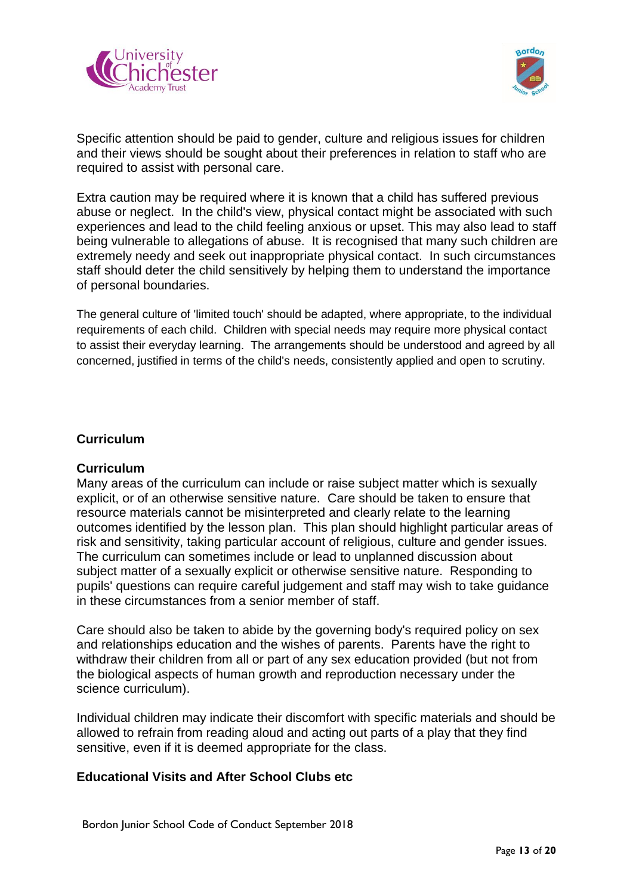Specific attention should be paid to gender, culture and religious issues for children and their views should be sought about their preferences in relation to staff who are required to assist with personal care.

Extra caution may be required where it is known that a child has suffered previous abuse or neglect. In the child's view, physical contact might be associated with such experiences and lead to the child feeling anxious or upset. This may also lead to staff being vulnerable to allegations of abuse. It is recognised that many such children are extremely needy and seek out inappropriate physical contact. In such circumstances staff should deter the child sensitively by helping them to understand the importance of personal boundaries.

The general culture of 'limited touch' should be adapted, where appropriate, to the individual requirements of each child. Children with special needs may require more physical contact to assist their everyday learning. The arrangements should be understood and agreed by all concerned, justified in terms of the child's needs, consistently applied and open to scrutiny.

## Curriculum

### Curriculum

Many areas of the curriculum can include or raise subject matter which is sexually explicit, or of an otherwise sensitive nature. Care should be taken to ensure that resource materials cannot be misinterpreted and clearly relate to the learning outcomes identified by the lesson plan. This plan should highlight particular areas of risk and sensitivity, taking particular account of religious, culture and gender issues. The curriculum can sometimes include or lead to unplanned discussion about subject matter of a sexually explicit or otherwise sensitive nature. Responding to pupils' questions can require careful judgement and staff may wish to take guidance in these circumstances from a senior member of staff.

Care should also be taken to abide by the governing body's required policy on sex and relationships education and the wishes of parents. Parents have the right to withdraw their children from all or part of any sex education provided (but not from the biological aspects of human growth and reproduction necessary under the science curriculum).

Individual children may indicate their discomfort with specific materials and should be allowed to refrain from reading aloud and acting out parts of a play that they find sensitive, even if it is deemed appropriate for the class.

### Educational Visits and After School Clubs etc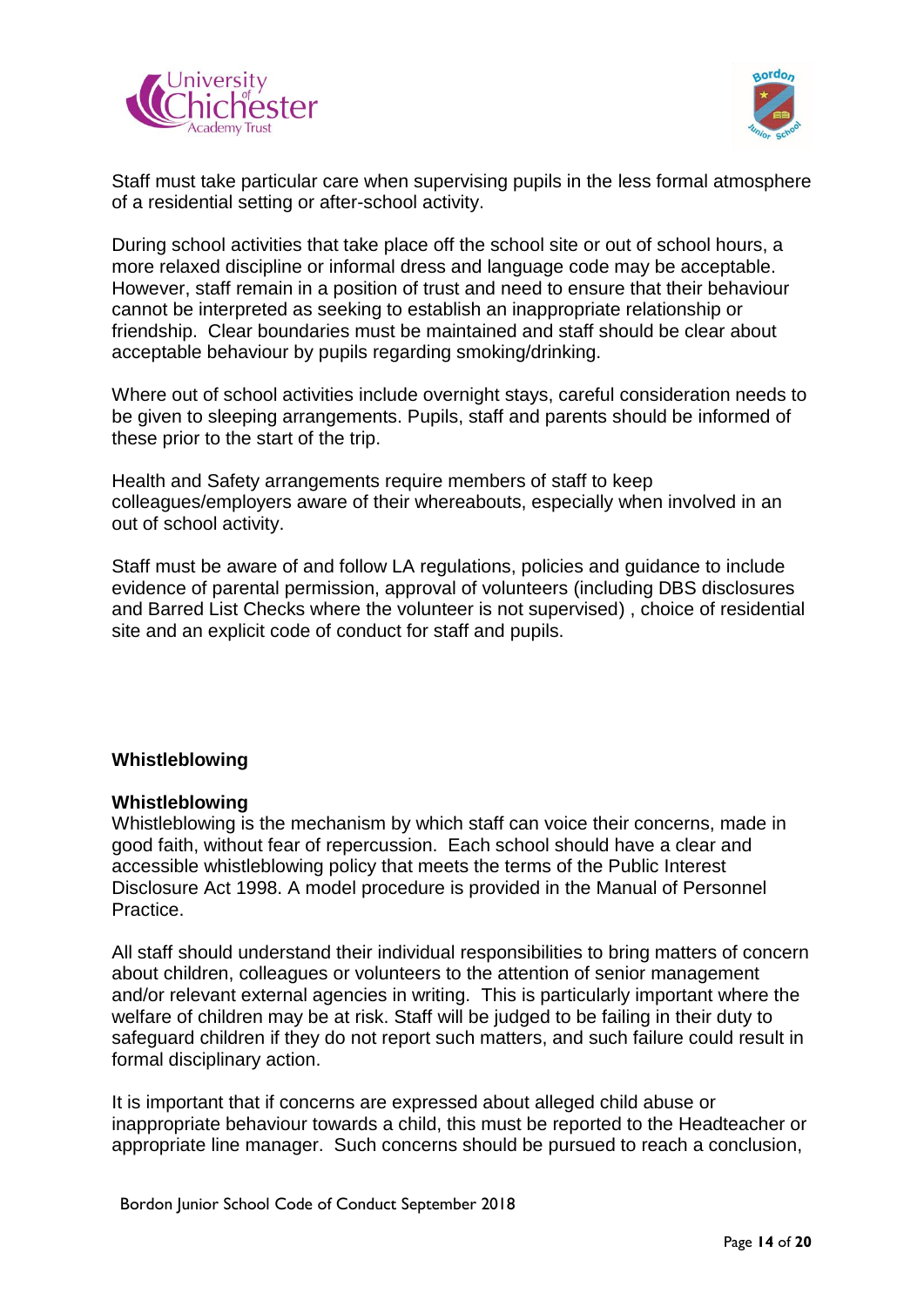Staff must take particular care when supervising pupils in the less formal atmosphere of a residential setting or after-school activity.

During school activities that take place off the school site or out of school hours, a more relaxed discipline or informal dress and language code may be acceptable. However, staff remain in a position of trust and need to ensure that their behaviour cannot be interpreted as seeking to establish an inappropriate relationship or friendship. Clear boundaries must be maintained and staff should be clear about acceptable behaviour by pupils regarding smoking/drinking.

Where out of school activities include overnight stays, careful consideration needs to be given to sleeping arrangements. Pupils, staff and parents should be informed of these prior to the start of the trip.

Health and Safety arrangements require members of staff to keep colleagues/employers aware of their whereabouts, especially when involved in an out of school activity.

Staff must be aware of and follow LA regulations, policies and guidance to include evidence of parental permission, approval of volunteers (including DBS disclosures and Barred List Checks where the volunteer is not supervised) , choice of residential site and an explicit code of conduct for staff and pupils.

## Whistleblowing

### Whistleblowing

Whistleblowing is the mechanism by which staff can voice their concerns, made in good faith, without fear of repercussion. Each school should have a clear and accessible whistleblowing policy that meets the terms of the Public Interest Disclosure Act 1998. A model procedure is provided in the Manual of Personnel Practice.

All staff should understand their individual responsibilities to bring matters of concern about children, colleagues or volunteers to the attention of senior management and/or relevant external agencies in writing. This is particularly important where the welfare of children may be at risk. Staff will be judged to be failing in their duty to safeguard children if they do not report such matters, and such failure could result in formal disciplinary action.

It is important that if concerns are expressed about alleged child abuse or inappropriate behaviour towards a child, this must be reported to the Headteacher or appropriate line manager. Such concerns should be pursued to reach a conclusion,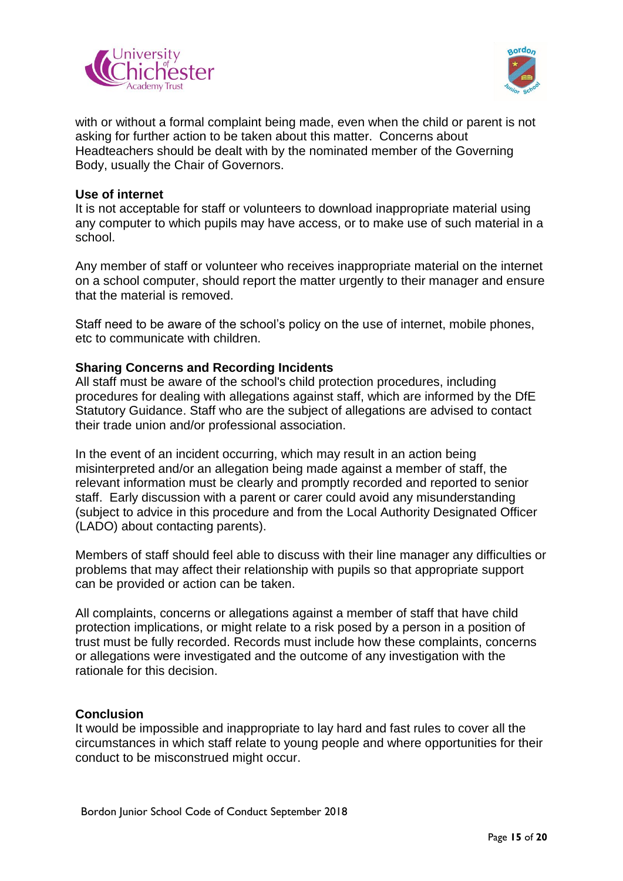with or without a formal complaint being made, even when the child or parent is not asking for further action to be taken about this matter. Concerns about Headteachers should be dealt with by the nominated member of the Governing Body, usually the Chair of Governors.

**Use of internet**

It is not acceptable for staff or volunteers to download inappropriate material using any computer to which pupils may have access, or to make use of such material in a school.

Any member of staff or volunteer who receives inappropriate material on the internet on a school computer, should report the matter urgently to their manager and ensure that the material is removed.

Staff need to be aware of the school's policy on the use of internet, mobile phones, etc to communicate with children.

**Sharing Concerns and Recording Incidents**

All staff must be aware of the school's child protection procedures, including procedures for dealing with allegations against staff, which are informed by the DfE Statutory Guidance. Staff who are the subject of allegations are advised to contact their trade union and/or professional association.

In the event of an incident occurring, which may result in an action being misinterpreted and/or an allegation being made against a member of staff, the relevant information must be clearly and promptly recorded and reported to senior staff. Early discussion with a parent or carer could avoid any misunderstanding (subject to advice in this procedure and from the Local Authority Designated Officer (LADO) about contacting parents).

Members of staff should feel able to discuss with their line manager any difficulties or problems that may affect their relationship with pupils so that appropriate support can be provided or action can be taken.

All complaints, concerns or allegations against a member of staff that have child protection implications, or might relate to a risk posed by a person in a position of trust must be fully recorded. Records must include how these complaints, concerns or allegations were investigated and the outcome of any investigation with the rationale for this decision.

**Conclusion**

It would be impossible and inappropriate to lay hard and fast rules to cover all the circumstances in which staff relate to young people and where opportunities for their conduct to be misconstrued might occur.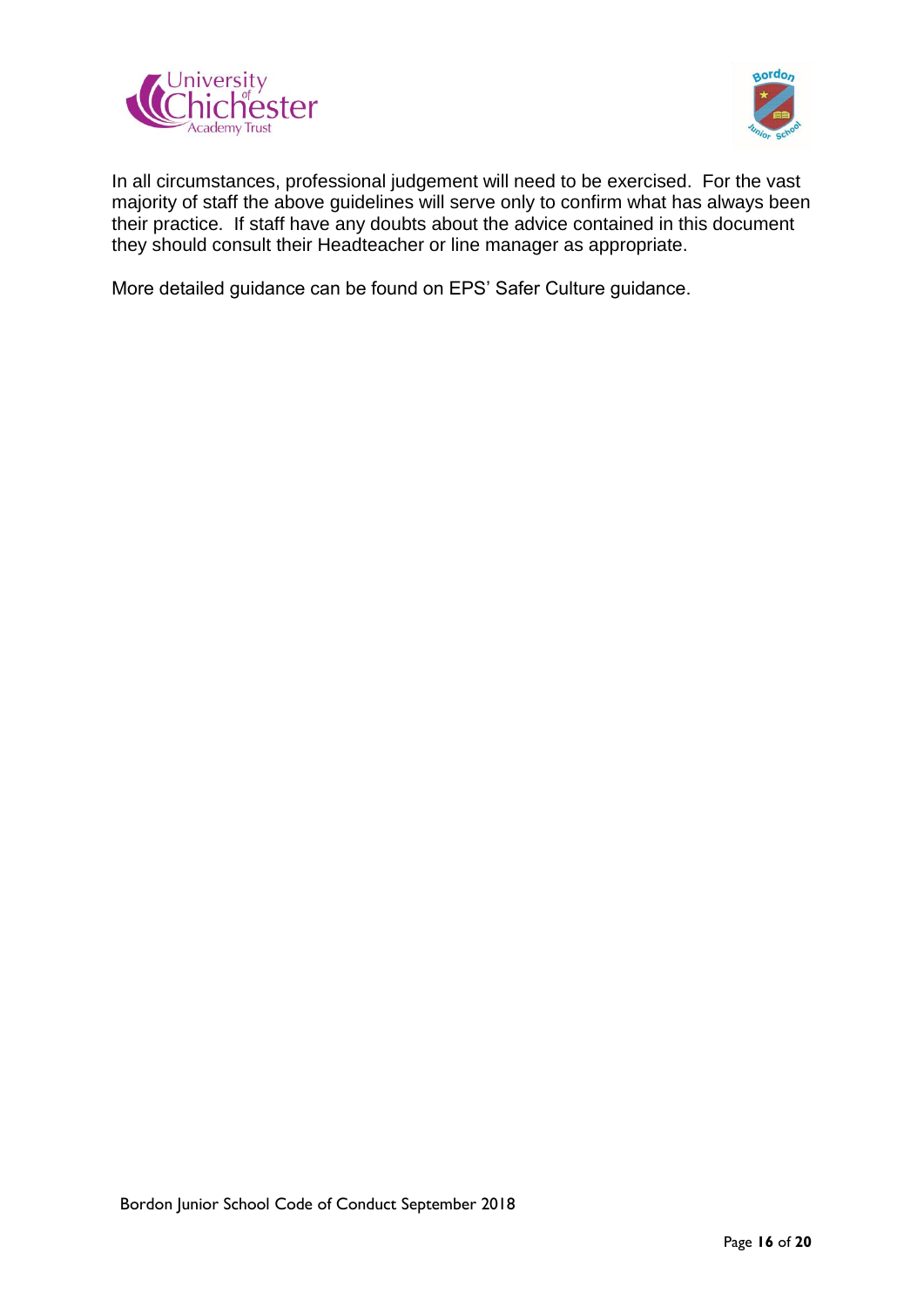In all circumstances, professional judgement will need to be exercised. For the vast majority of staff the above guidelines will serve only to confirm what has always been their practice. If staff have any doubts about the advice contained in this document they should consult their Headteacher or line manager as appropriate.

More detailed guidance can be found on EPS' Safer Culture guidance.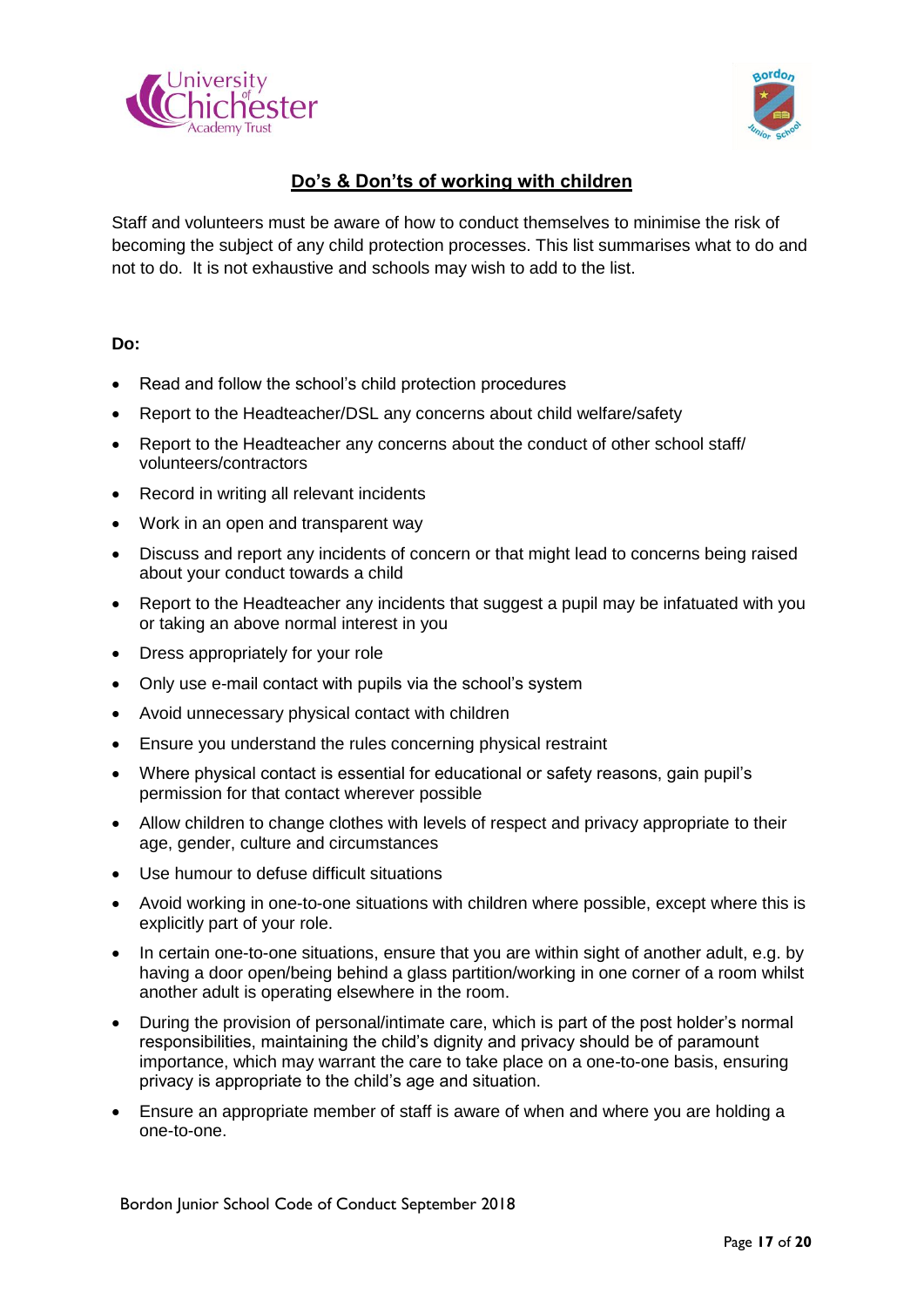## Do's & Don'ts of working with children

Staff and volunteers must be aware of how to conduct themselves to minimise the risk of becoming the subject of any child protection processes. This list summarises what to do and not to do. It is not exhaustive and schools may wish to add to the list.

**Do:**

- Read and follow the school's child protection procedures
- Report to the Headteacher/DSL any concerns about child welfare/safety
- Report to the Headteacher any concerns about the conduct of other school staff/ volunteers/contractors
- Record in writing all relevant incidents
- Work in an open and transparent way
- Discuss and report any incidents of concern or that might lead to concerns being raised about your conduct towards a child
- Report to the Headteacher any incidents that suggest a pupil may be infatuated with you or taking an above normal interest in you
- Dress appropriately for your role
- Only use e-mail contact with pupils via the school's system
- Avoid unnecessary physical contact with children
- Ensure you understand the rules concerning physical restraint
- Where physical contact is essential for educational or safety reasons, gain pupil's permission for that contact wherever possible
- Allow children to change clothes with levels of respect and privacy appropriate to their age, gender, culture and circumstances
- Use humour to defuse difficult situations
- Avoid working in one-to-one situations with children where possible, except where this is explicitly part of your role.
- In certain one-to-one situations, ensure that you are within sight of another adult, e.g. by having a door open/being behind a glass partition/working in one corner of a room whilst another adult is operating elsewhere in the room.
- During the provision of personal/intimate care, which is part of the post holder's normal responsibilities, maintaining the child's dignity and privacy should be of paramount importance, which may warrant the care to take place on a one-to-one basis, ensuring privacy is appropriate to the child's age and situation.
- Ensure an appropriate member of staff is aware of when and where you are holding a one-to-one.

Bordon Junior School Code of Conduct September 2018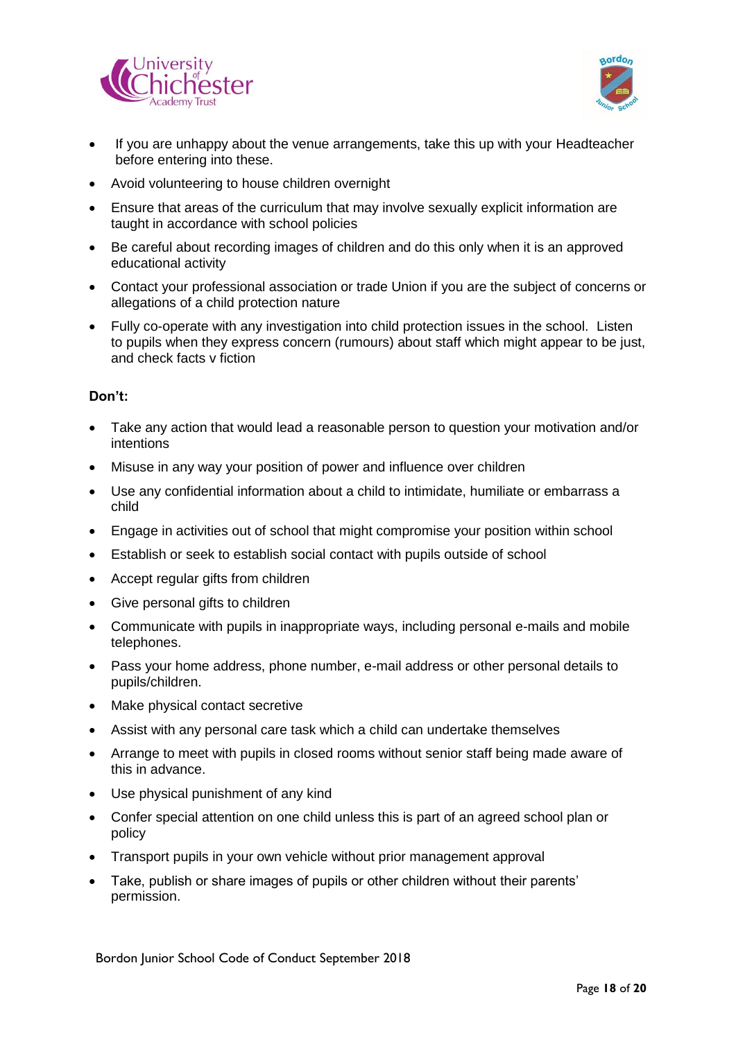- If you are unhappy about the venue arrangements, take this up with your Headteacher before entering into these.
- Avoid volunteering to house children overnight
- Ensure that areas of the curriculum that may involve sexually explicit information are taught in accordance with school policies
- Be careful about recording images of children and do this only when it is an approved educational activity
- Contact your professional association or trade Union if you are the subject of concerns or allegations of a child protection nature
- Fully co-operate with any investigation into child protection issues in the school. Listen to pupils when they express concern (rumours) about staff which might appear to be just, and check facts v fiction

**Don't:**

- Take any action that would lead a reasonable person to question your motivation and/or intentions
- Misuse in any way your position of power and influence over children
- Use any confidential information about a child to intimidate, humiliate or embarrass a child
- Engage in activities out of school that might compromise your position within school
- Establish or seek to establish social contact with pupils outside of school
- Accept regular gifts from children
- Give personal gifts to children
- Communicate with pupils in inappropriate ways, including personal e-mails and mobile telephones.
- Pass your home address, phone number, e-mail address or other personal details to pupils/children.
- Make physical contact secretive
- Assist with any personal care task which a child can undertake themselves
- Arrange to meet with pupils in closed rooms without senior staff being made aware of this in advance.
- Use physical punishment of any kind
- Confer special attention on one child unless this is part of an agreed school plan or policy
- Transport pupils in your own vehicle without prior management approval
- Take, publish or share images of pupils or other children without their parents' permission.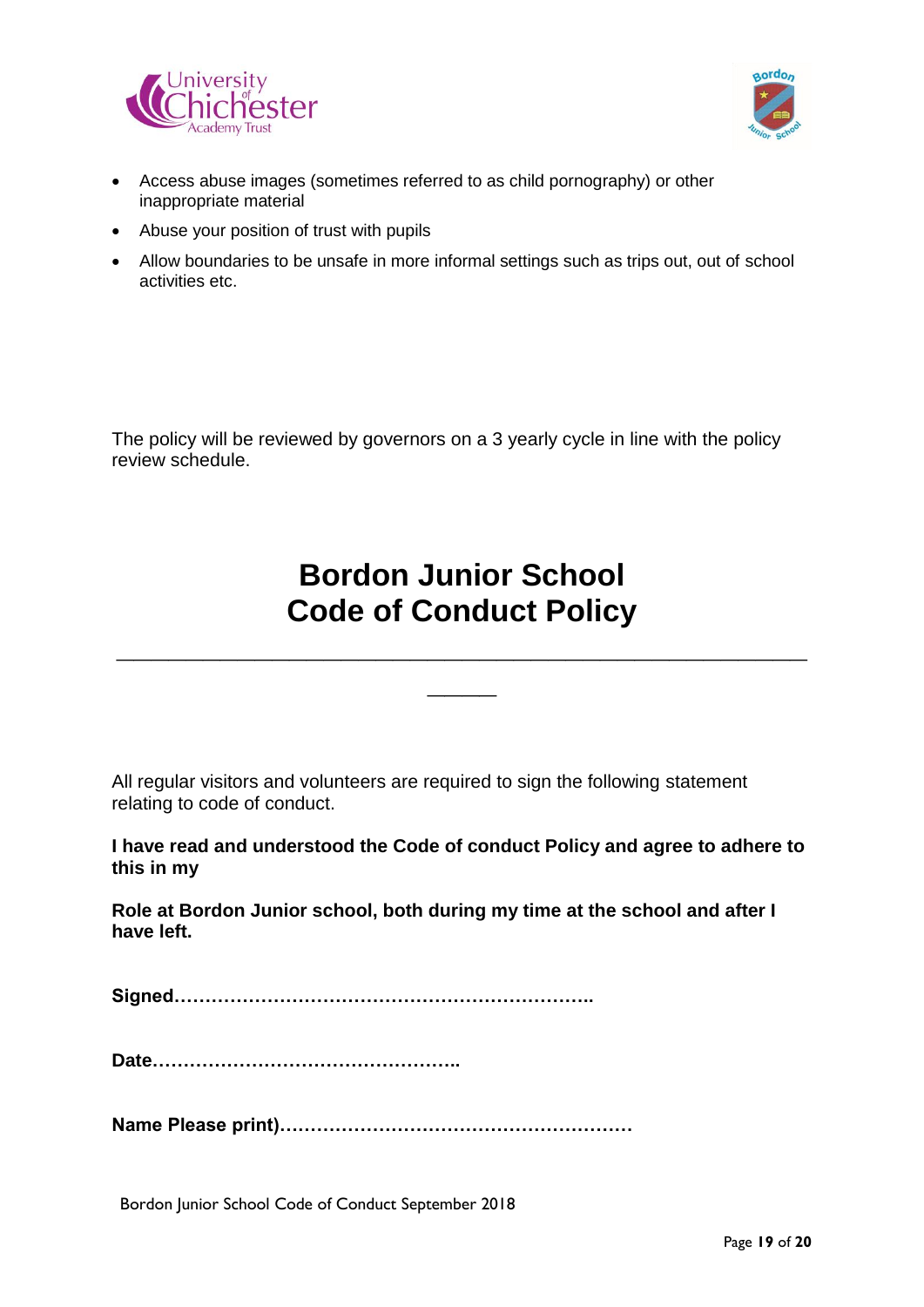- Access abuse images (sometimes referred to as child pornography) or other inappropriate material
- Abuse your position of trust with pupils
- Allow boundaries to be unsafe in more informal settings such as trips out, out of school activities etc.

The policy will be reviewed by governors on a 3 yearly cycle in line with the policy review schedule.

# Bordon Junior School
# Code of Conduct Policy

---

All regular visitors and volunteers are required to sign the following statement relating to code of conduct.

**I have read and understood the Code of conduct Policy and agree to adhere to this in my**

**Role at Bordon Junior school, both during my time at the school and after I have left.**

**Signed…………………………………………………………..**

**Date…………………………………………..**

**Name Please print)…………………………………………………**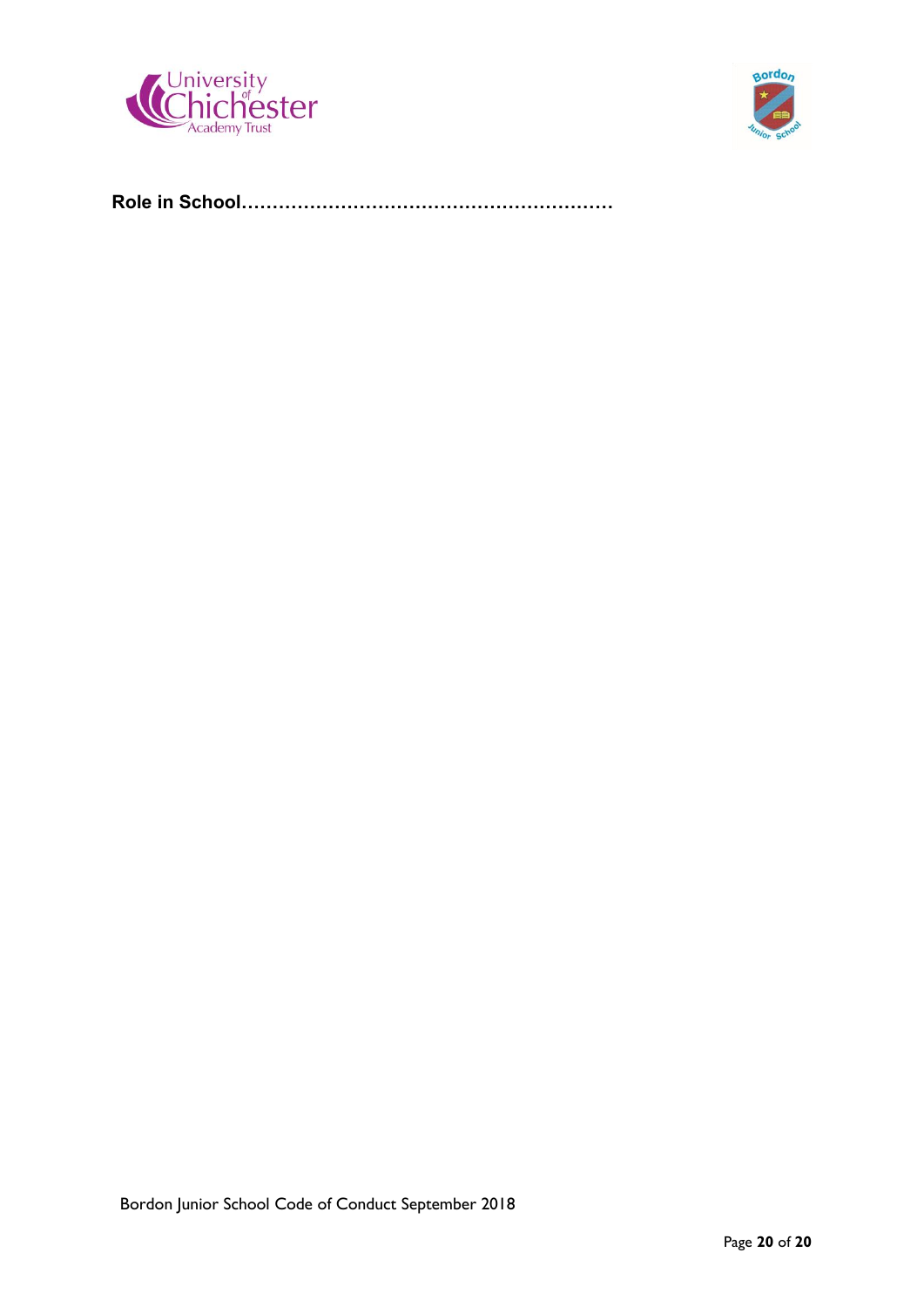**Role in School……………………………………………………**